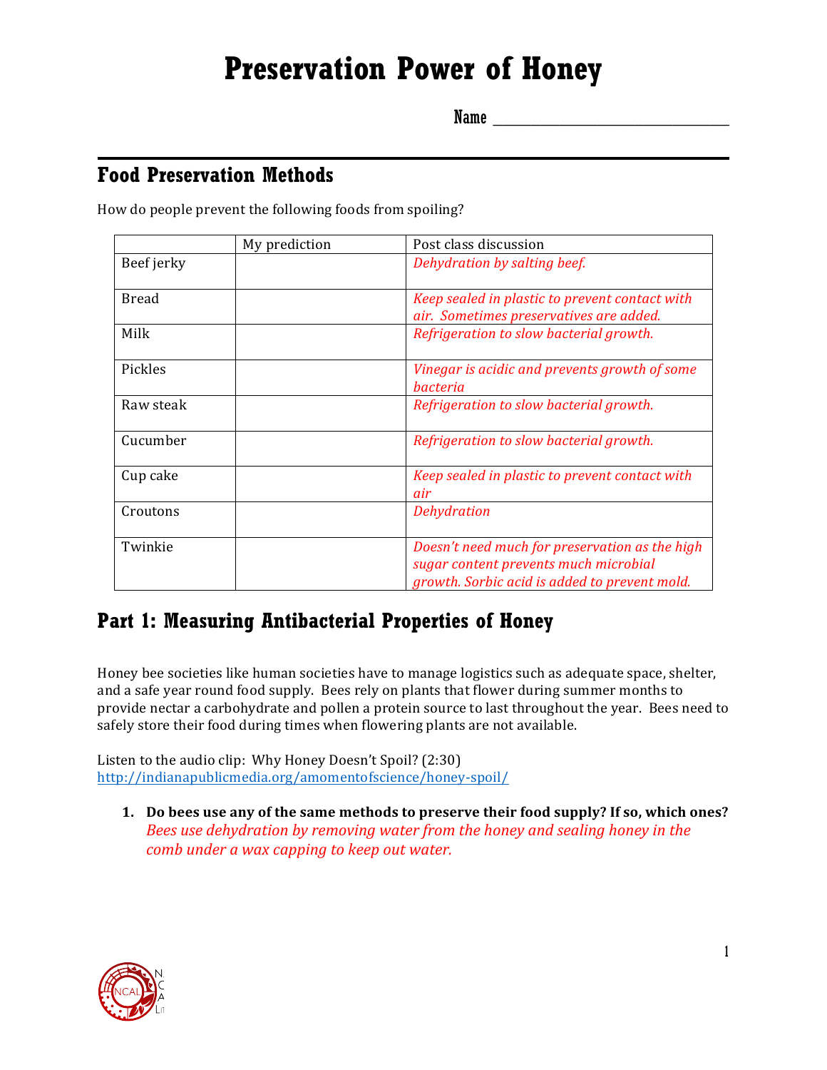# Preservation Power of Honey

Name ________________________________

## Food Preservation Methods

How do people prevent the following foods from spoiling?

| | My prediction | Post class discussion |
|---|---|---|
| Beef jerky | | *Dehydration by salting beef.* |
| Bread | | *Keep sealed in plastic to prevent contact with air. Sometimes preservatives are added.* |
| Milk | | *Refrigeration to slow bacterial growth.* |
| Pickles | | *Vinegar is acidic and prevents growth of some bacteria* |
| Raw steak | | *Refrigeration to slow bacterial growth.* |
| Cucumber | | *Refrigeration to slow bacterial growth.* |
| Cup cake | | *Keep sealed in plastic to prevent contact with air* |
| Croutons | | *Dehydration* |
| Twinkie | | *Doesn't need much for preservation as the high sugar content prevents much microbial growth. Sorbic acid is added to prevent mold.* |

## Part 1: Measuring Antibacterial Properties of Honey

Honey bee societies like human societies have to manage logistics such as adequate space, shelter, and a safe year round food supply. Bees rely on plants that flower during summer months to provide nectar a carbohydrate and pollen a protein source to last throughout the year. Bees need to safely store their food during times when flowering plants are not available.

Listen to the audio clip: Why Honey Doesn't Spoil? (2:30)
http://indianapublicmedia.org/amomentofscience/honey-spoil/

1. **Do bees use any of the same methods to preserve their food supply? If so, which ones?**
   *Bees use dehydration by removing water from the honey and sealing honey in the comb under a wax capping to keep out water.*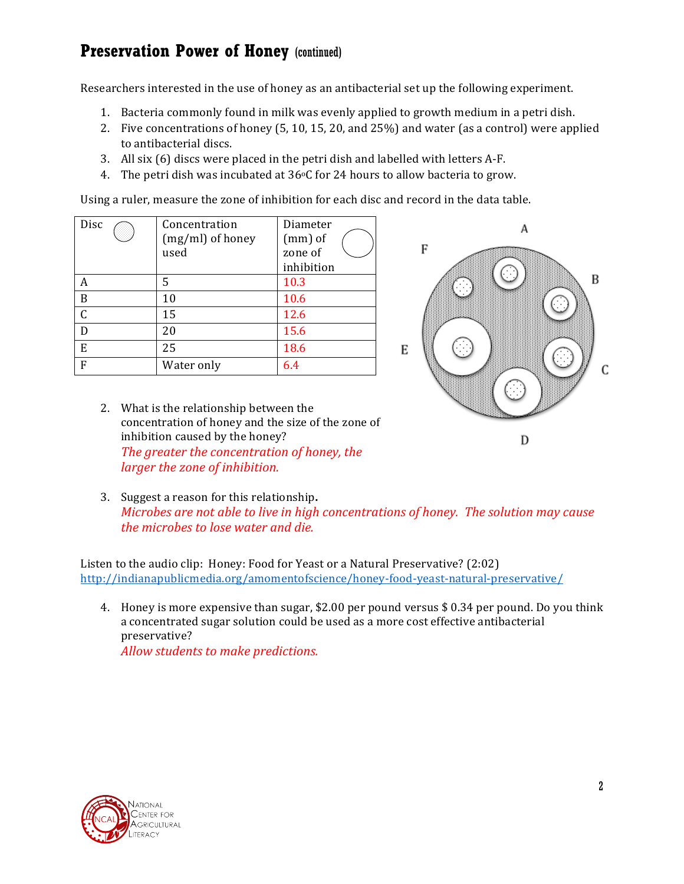## Preservation Power of Honey (continued)

Researchers interested in the use of honey as an antibacterial set up the following experiment.

1. Bacteria commonly found in milk was evenly applied to growth medium in a petri dish.
2. Five concentrations of honey (5, 10, 15, 20, and 25%) and water (as a control) were applied to antibacterial discs.
3. All six (6) discs were placed in the petri dish and labelled with letters A-F.
4. The petri dish was incubated at 36°C for 24 hours to allow bacteria to grow.

Using a ruler, measure the zone of inhibition for each disc and record in the data table.

| Disc | Concentration (mg/ml) of honey used | Diameter (mm) of zone of inhibition |
|---|---|---|
| A | 5 | 10.3 |
| B | 10 | 10.6 |
| C | 15 | 12.6 |
| D | 20 | 15.6 |
| E | 25 | 18.6 |
| F | Water only | 6.4 |

2. What is the relationship between the concentration of honey and the size of the zone of inhibition caused by the honey?
   *The greater the concentration of honey, the larger the zone of inhibition.*

3. Suggest a reason for this relationship.
   *Microbes are not able to live in high concentrations of honey. The solution may cause the microbes to lose water and die.*

Listen to the audio clip: Honey: Food for Yeast or a Natural Preservative? (2:02)
http://indianapublicmedia.org/amomentofscience/honey-food-yeast-natural-preservative/

4. Honey is more expensive than sugar, $2.00 per pound versus $ 0.34 per pound. Do you think a concentrated sugar solution could be used as a more cost effective antibacterial preservative?
   *Allow students to make predictions.*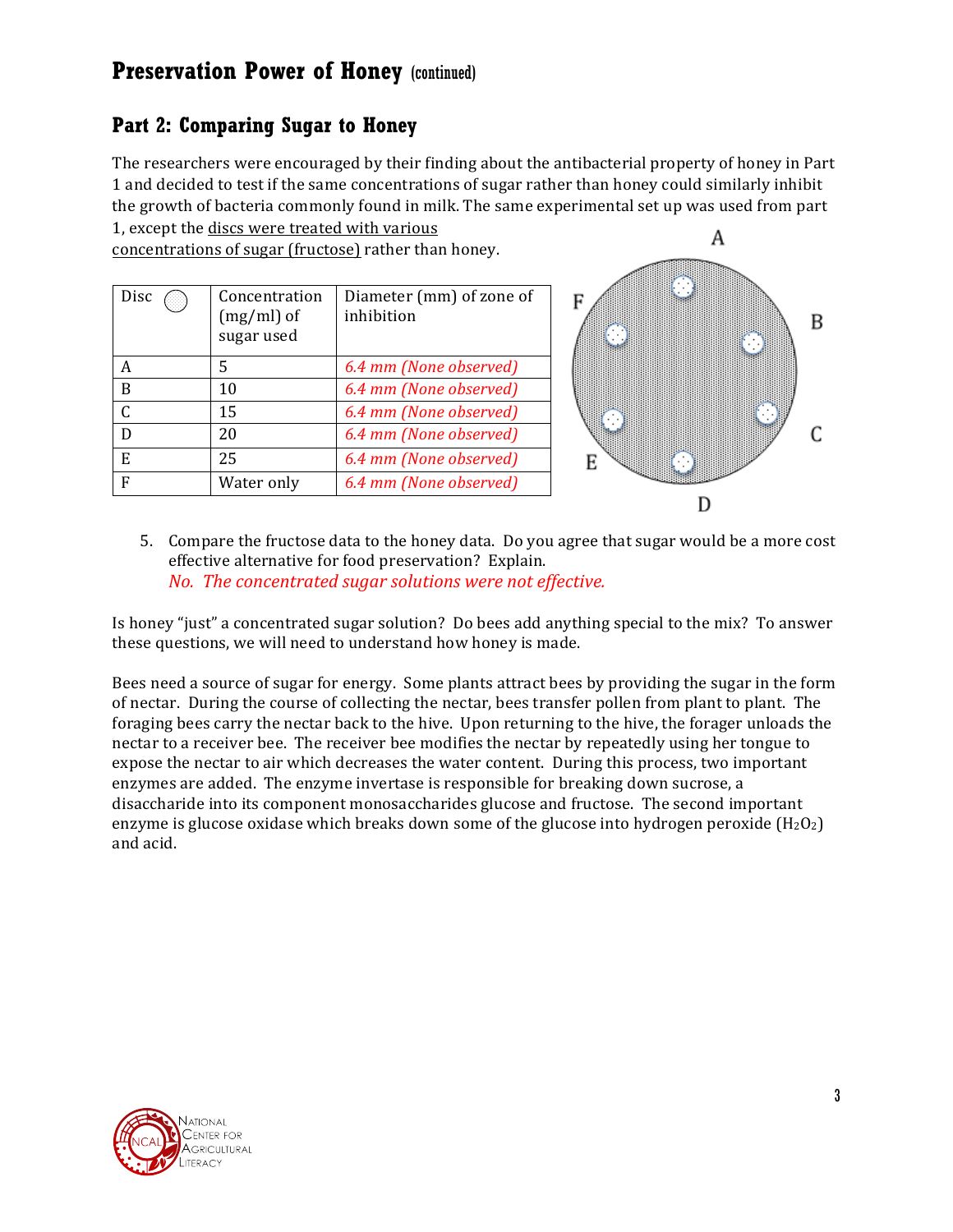## Preservation Power of Honey (continued)

## Part 2: Comparing Sugar to Honey

The researchers were encouraged by their finding about the antibacterial property of honey in Part 1 and decided to test if the same concentrations of sugar rather than honey could similarly inhibit the growth of bacteria commonly found in milk. The same experimental set up was used from part 1, except the discs were treated with various concentrations of sugar (fructose) rather than honey.

| Disc | Concentration (mg/ml) of sugar used | Diameter (mm) of zone of inhibition |
|---|---|---|
| A | 5 | *6.4 mm (None observed)* |
| B | 10 | *6.4 mm (None observed)* |
| C | 15 | *6.4 mm (None observed)* |
| D | 20 | *6.4 mm (None observed)* |
| E | 25 | *6.4 mm (None observed)* |
| F | Water only | *6.4 mm (None observed)* |

5. Compare the fructose data to the honey data. Do you agree that sugar would be a more cost effective alternative for food preservation? Explain.
   *No. The concentrated sugar solutions were not effective.*

Is honey "just" a concentrated sugar solution? Do bees add anything special to the mix? To answer these questions, we will need to understand how honey is made.

Bees need a source of sugar for energy. Some plants attract bees by providing the sugar in the form of nectar. During the course of collecting the nectar, bees transfer pollen from plant to plant. The foraging bees carry the nectar back to the hive. Upon returning to the hive, the forager unloads the nectar to a receiver bee. The receiver bee modifies the nectar by repeatedly using her tongue to expose the nectar to air which decreases the water content. During this process, two important enzymes are added. The enzyme invertase is responsible for breaking down sucrose, a disaccharide into its component monosaccharides glucose and fructose. The second important enzyme is glucose oxidase which breaks down some of the glucose into hydrogen peroxide ($H_2O_2$) and acid.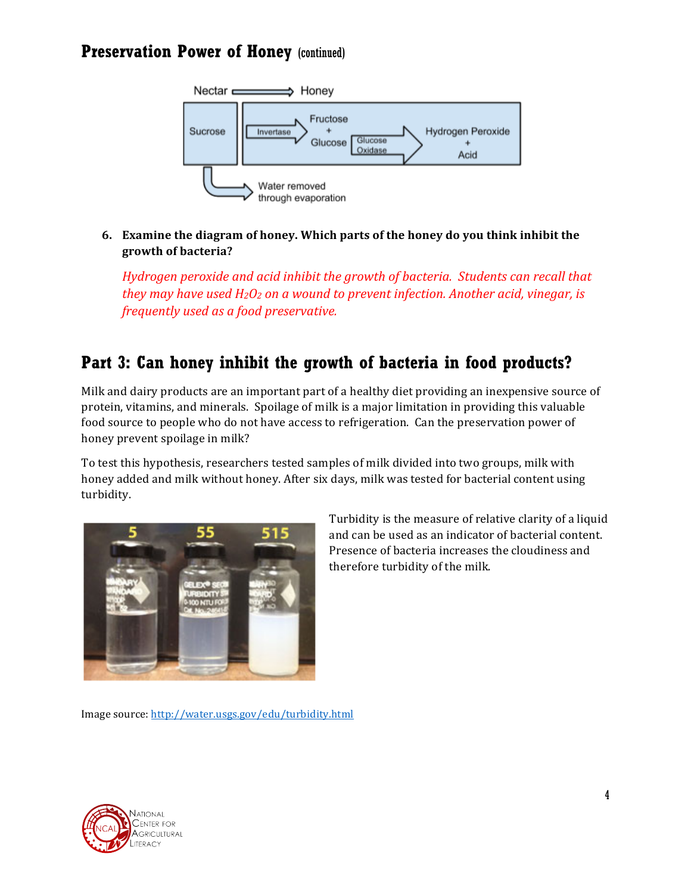## Preservation Power of Honey (continued)

Nectar ⟹ Honey

Sucrose → Invertase → Fructose + Glucose → Glucose Oxidase → Hydrogen Peroxide + Acid

Water removed through evaporation

6. **Examine the diagram of honey. Which parts of the honey do you think inhibit the growth of bacteria?**

   *Hydrogen peroxide and acid inhibit the growth of bacteria. Students can recall that they may have used $H_2O_2$ on a wound to prevent infection. Another acid, vinegar, is frequently used as a food preservative.*

## Part 3: Can honey inhibit the growth of bacteria in food products?

Milk and dairy products are an important part of a healthy diet providing an inexpensive source of protein, vitamins, and minerals. Spoilage of milk is a major limitation in providing this valuable food source to people who do not have access to refrigeration. Can the preservation power of honey prevent spoilage in milk?

To test this hypothesis, researchers tested samples of milk divided into two groups, milk with honey added and milk without honey. After six days, milk was tested for bacterial content using turbidity.

Turbidity is the measure of relative clarity of a liquid and can be used as an indicator of bacterial content. Presence of bacteria increases the cloudiness and therefore turbidity of the milk.

Image source: http://water.usgs.gov/edu/turbidity.html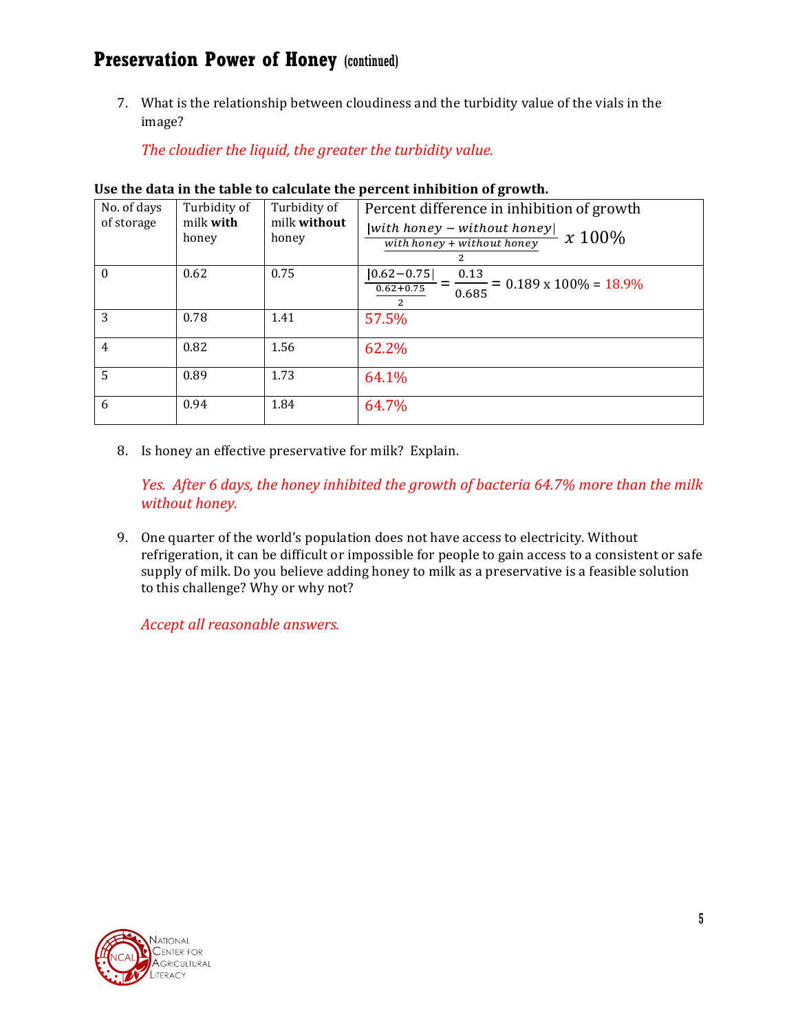## Preservation Power of Honey (continued)

7. What is the relationship between cloudiness and the turbidity value of the vials in the image?

   *The cloudier the liquid, the greater the turbidity value.*

**Use the data in the table to calculate the percent inhibition of growth.**

| No. of days of storage | Turbidity of milk **with** honey | Turbidity of milk **without** honey | Percent difference in inhibition of growth $\frac{\lvert with\ honey - without\ honey \rvert}{\frac{with\ honey + without\ honey}{2}}\ x\ 100\%$ |
|---|---|---|---|
| 0 | 0.62 | 0.75 | $\frac{\lvert 0.62 - 0.75 \rvert}{\frac{0.62+0.75}{2}} = \frac{0.13}{0.685} = 0.189 \text{ x } 100\% = 18.9\%$ |
| 3 | 0.78 | 1.41 | 57.5% |
| 4 | 0.82 | 1.56 | 62.2% |
| 5 | 0.89 | 1.73 | 64.1% |
| 6 | 0.94 | 1.84 | 64.7% |

8. Is honey an effective preservative for milk? Explain.

   *Yes. After 6 days, the honey inhibited the growth of bacteria 64.7% more than the milk without honey.*

9. One quarter of the world's population does not have access to electricity. Without refrigeration, it can be difficult or impossible for people to gain access to a consistent or safe supply of milk. Do you believe adding honey to milk as a preservative is a feasible solution to this challenge? Why or why not?

   *Accept all reasonable answers.*

National Center for Agricultural Literacy